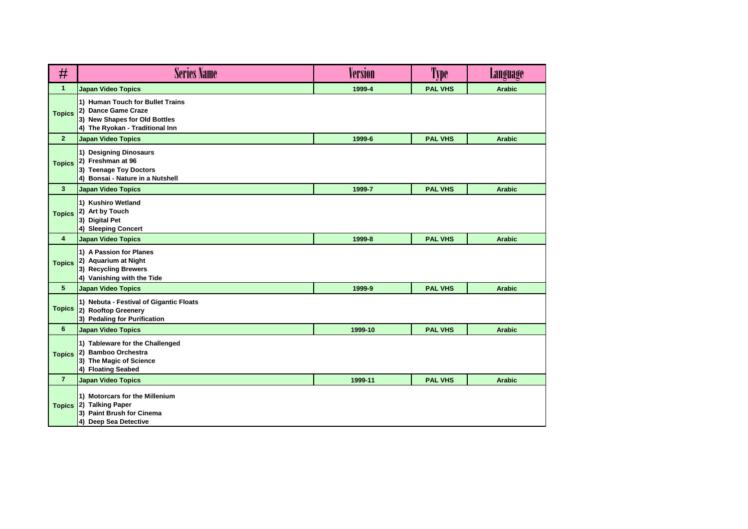| # | Series Name | Version | Type | Language |
|---|---|---|---|---|
| 1 | Japan Video Topics | 1999-4 | PAL VHS | Arabic |
| Topics | 1) Human Touch for Bullet Trains<br>2) Dance Game Craze<br>3) New Shapes for Old Bottles<br>4) The Ryokan - Traditional Inn | | | |
| 2 | Japan Video Topics | 1999-6 | PAL VHS | Arabic |
| Topics | 1) Designing Dinosaurs<br>2) Freshman at 96<br>3) Teenage Toy Doctors<br>4) Bonsai - Nature in a Nutshell | | | |
| 3 | Japan Video Topics | 1999-7 | PAL VHS | Arabic |
| Topics | 1) Kushiro Wetland<br>2) Art by Touch<br>3) Digital Pet<br>4) Sleeping Concert | | | |
| 4 | Japan Video Topics | 1999-8 | PAL VHS | Arabic |
| Topics | 1) A Passion for Planes<br>2) Aquarium at Night<br>3) Recycling Brewers<br>4) Vanishing with the Tide | | | |
| 5 | Japan Video Topics | 1999-9 | PAL VHS | Arabic |
| Topics | 1) Nebuta - Festival of Gigantic Floats<br>2) Rooftop Greenery<br>3) Pedaling for Purification | | | |
| 6 | Japan Video Topics | 1999-10 | PAL VHS | Arabic |
| Topics | 1) Tableware for the Challenged<br>2) Bamboo Orchestra<br>3) The Magic of Science<br>4) Floating Seabed | | | |
| 7 | Japan Video Topics | 1999-11 | PAL VHS | Arabic |
| Topics | 1) Motorcars for the Millenium<br>2) Talking Paper<br>3) Paint Brush for Cinema<br>4) Deep Sea Detective | | | |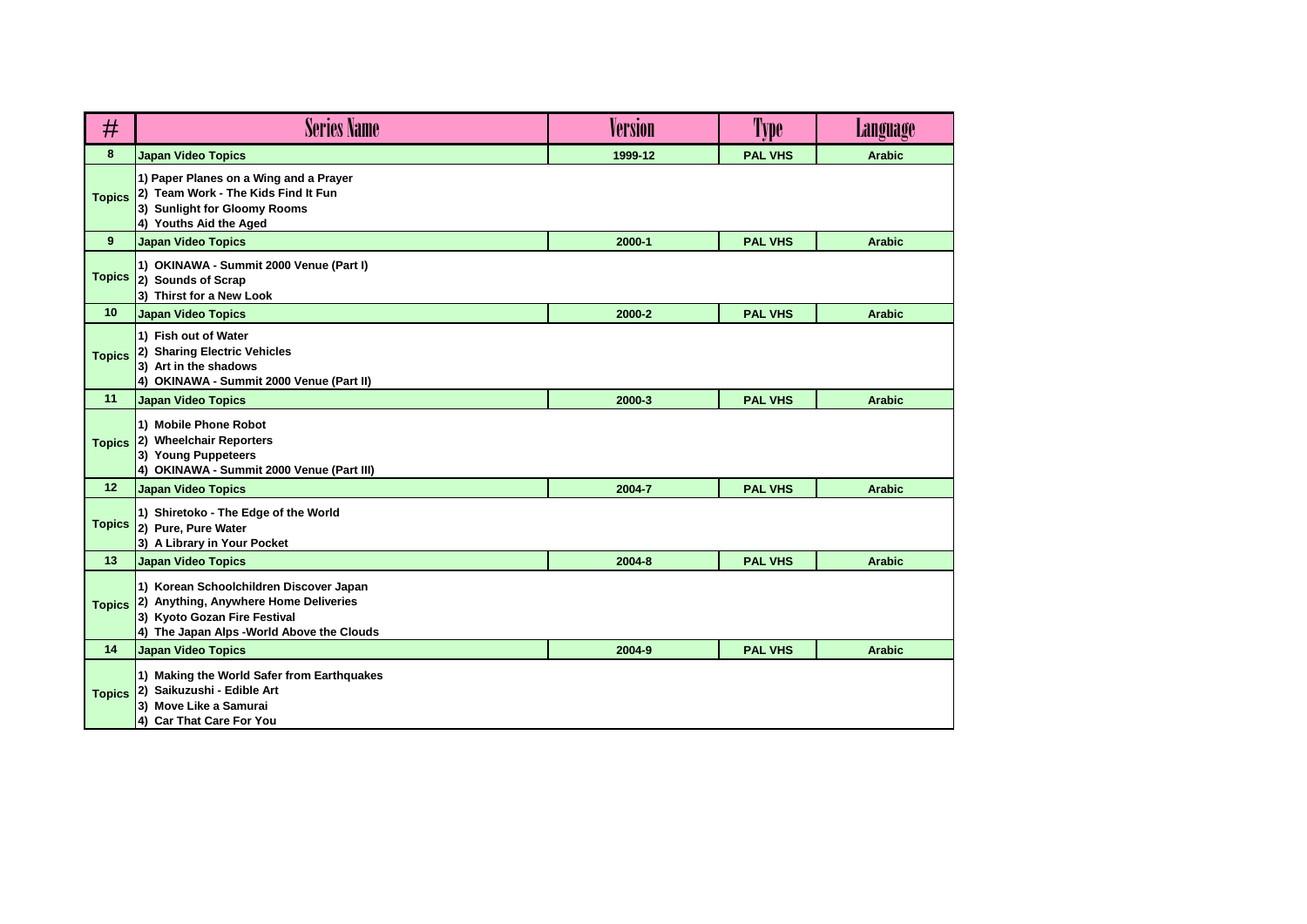| # | Series Name | Version | Type | Language |
|---|---|---|---|---|
| 8 | Japan Video Topics | 1999-12 | PAL VHS | Arabic |
| Topics | 1) Paper Planes on a Wing and a Prayer<br>2) Team Work - The Kids Find It Fun<br>3) Sunlight for Gloomy Rooms<br>4) Youths Aid the Aged | | | |
| 9 | Japan Video Topics | 2000-1 | PAL VHS | Arabic |
| Topics | 1) OKINAWA - Summit 2000 Venue (Part I)<br>2) Sounds of Scrap<br>3) Thirst for a New Look | | | |
| 10 | Japan Video Topics | 2000-2 | PAL VHS | Arabic |
| Topics | 1) Fish out of Water<br>2) Sharing Electric Vehicles<br>3) Art in the shadows<br>4) OKINAWA - Summit 2000 Venue (Part II) | | | |
| 11 | Japan Video Topics | 2000-3 | PAL VHS | Arabic |
| Topics | 1) Mobile Phone Robot<br>2) Wheelchair Reporters<br>3) Young Puppeteers<br>4) OKINAWA - Summit 2000 Venue (Part III) | | | |
| 12 | Japan Video Topics | 2004-7 | PAL VHS | Arabic |
| Topics | 1) Shiretoko - The Edge of the World<br>2) Pure, Pure Water<br>3) A Library in Your Pocket | | | |
| 13 | Japan Video Topics | 2004-8 | PAL VHS | Arabic |
| Topics | 1) Korean Schoolchildren Discover Japan<br>2) Anything, Anywhere Home Deliveries<br>3) Kyoto Gozan Fire Festival<br>4) The Japan Alps -World Above the Clouds | | | |
| 14 | Japan Video Topics | 2004-9 | PAL VHS | Arabic |
| Topics | 1) Making the World Safer from Earthquakes<br>2) Saikuzushi - Edible Art<br>3) Move Like a Samurai<br>4) Car That Care For You | | | |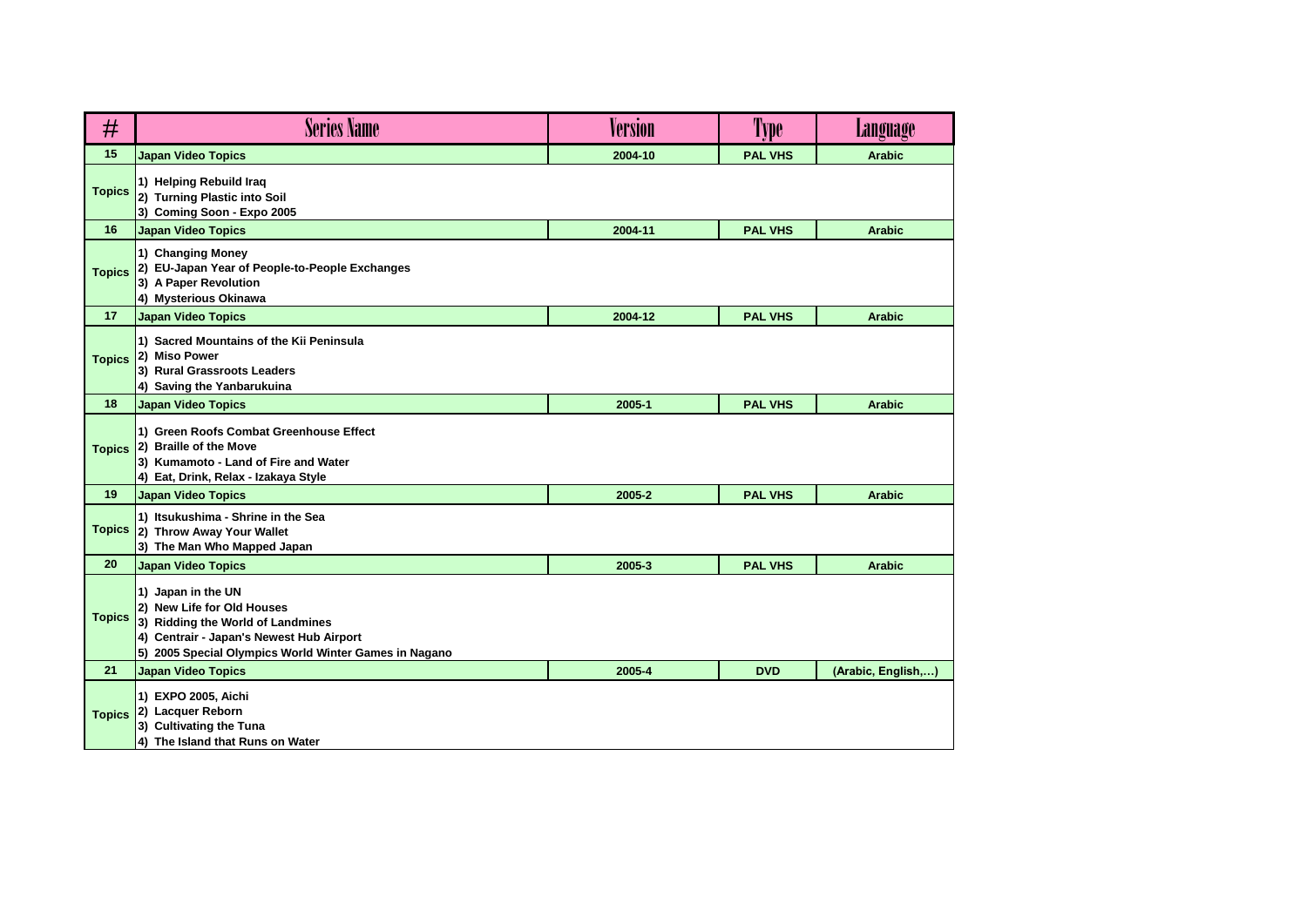| # | Series Name | Version | Type | Language |
|---|---|---|---|---|
| 15 | Japan Video Topics | 2004-10 | PAL VHS | Arabic |
| Topics | 1) Helping Rebuild Iraq<br>2) Turning Plastic into Soil<br>3) Coming Soon - Expo 2005 | | | |
| 16 | Japan Video Topics | 2004-11 | PAL VHS | Arabic |
| Topics | 1) Changing Money<br>2) EU-Japan Year of People-to-People Exchanges<br>3) A Paper Revolution<br>4) Mysterious Okinawa | | | |
| 17 | Japan Video Topics | 2004-12 | PAL VHS | Arabic |
| Topics | 1) Sacred Mountains of the Kii Peninsula<br>2) Miso Power<br>3) Rural Grassroots Leaders<br>4) Saving the Yanbarukuina | | | |
| 18 | Japan Video Topics | 2005-1 | PAL VHS | Arabic |
| Topics | 1) Green Roofs Combat Greenhouse Effect<br>2) Braille of the Move<br>3) Kumamoto - Land of Fire and Water<br>4) Eat, Drink, Relax - Izakaya Style | | | |
| 19 | Japan Video Topics | 2005-2 | PAL VHS | Arabic |
| Topics | 1) Itsukushima - Shrine in the Sea<br>2) Throw Away Your Wallet<br>3) The Man Who Mapped Japan | | | |
| 20 | Japan Video Topics | 2005-3 | PAL VHS | Arabic |
| Topics | 1) Japan in the UN<br>2) New Life for Old Houses<br>3) Ridding the World of Landmines<br>4) Centrair - Japan's Newest Hub Airport<br>5) 2005 Special Olympics World Winter Games in Nagano | | | |
| 21 | Japan Video Topics | 2005-4 | DVD | (Arabic, English,…) |
| Topics | 1) EXPO 2005, Aichi<br>2) Lacquer Reborn<br>3) Cultivating the Tuna<br>4) The Island that Runs on Water | | | |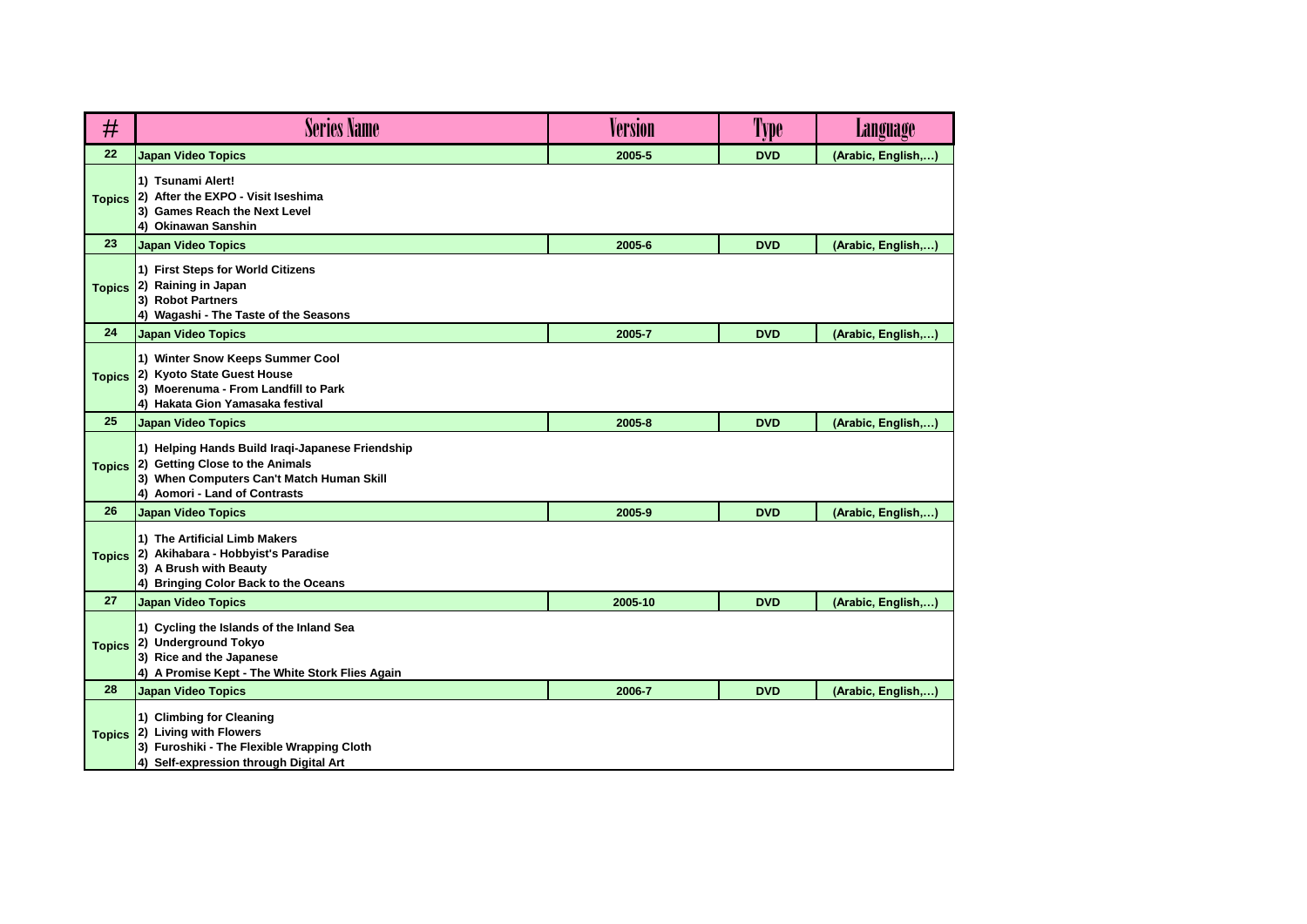| # | Series Name | Version | Type | Language |
|---|---|---|---|---|
| 22 | Japan Video Topics | 2005-5 | DVD | (Arabic, English,…) |
| Topics | 1) Tsunami Alert!<br>2) After the EXPO - Visit Iseshima<br>3) Games Reach the Next Level<br>4) Okinawan Sanshin | | | |
| 23 | Japan Video Topics | 2005-6 | DVD | (Arabic, English,…) |
| Topics | 1) First Steps for World Citizens<br>2) Raining in Japan<br>3) Robot Partners<br>4) Wagashi - The Taste of the Seasons | | | |
| 24 | Japan Video Topics | 2005-7 | DVD | (Arabic, English,…) |
| Topics | 1) Winter Snow Keeps Summer Cool<br>2) Kyoto State Guest House<br>3) Moerenuma - From Landfill to Park<br>4) Hakata Gion Yamasaka festival | | | |
| 25 | Japan Video Topics | 2005-8 | DVD | (Arabic, English,…) |
| Topics | 1) Helping Hands Build Iraqi-Japanese Friendship<br>2) Getting Close to the Animals<br>3) When Computers Can't Match Human Skill<br>4) Aomori - Land of Contrasts | | | |
| 26 | Japan Video Topics | 2005-9 | DVD | (Arabic, English,…) |
| Topics | 1) The Artificial Limb Makers<br>2) Akihabara - Hobbyist's Paradise<br>3) A Brush with Beauty<br>4) Bringing Color Back to the Oceans | | | |
| 27 | Japan Video Topics | 2005-10 | DVD | (Arabic, English,…) |
| Topics | 1) Cycling the Islands of the Inland Sea<br>2) Underground Tokyo<br>3) Rice and the Japanese<br>4) A Promise Kept - The White Stork Flies Again | | | |
| 28 | Japan Video Topics | 2006-7 | DVD | (Arabic, English,…) |
| Topics | 1) Climbing for Cleaning<br>2) Living with Flowers<br>3) Furoshiki - The Flexible Wrapping Cloth<br>4) Self-expression through Digital Art | | | |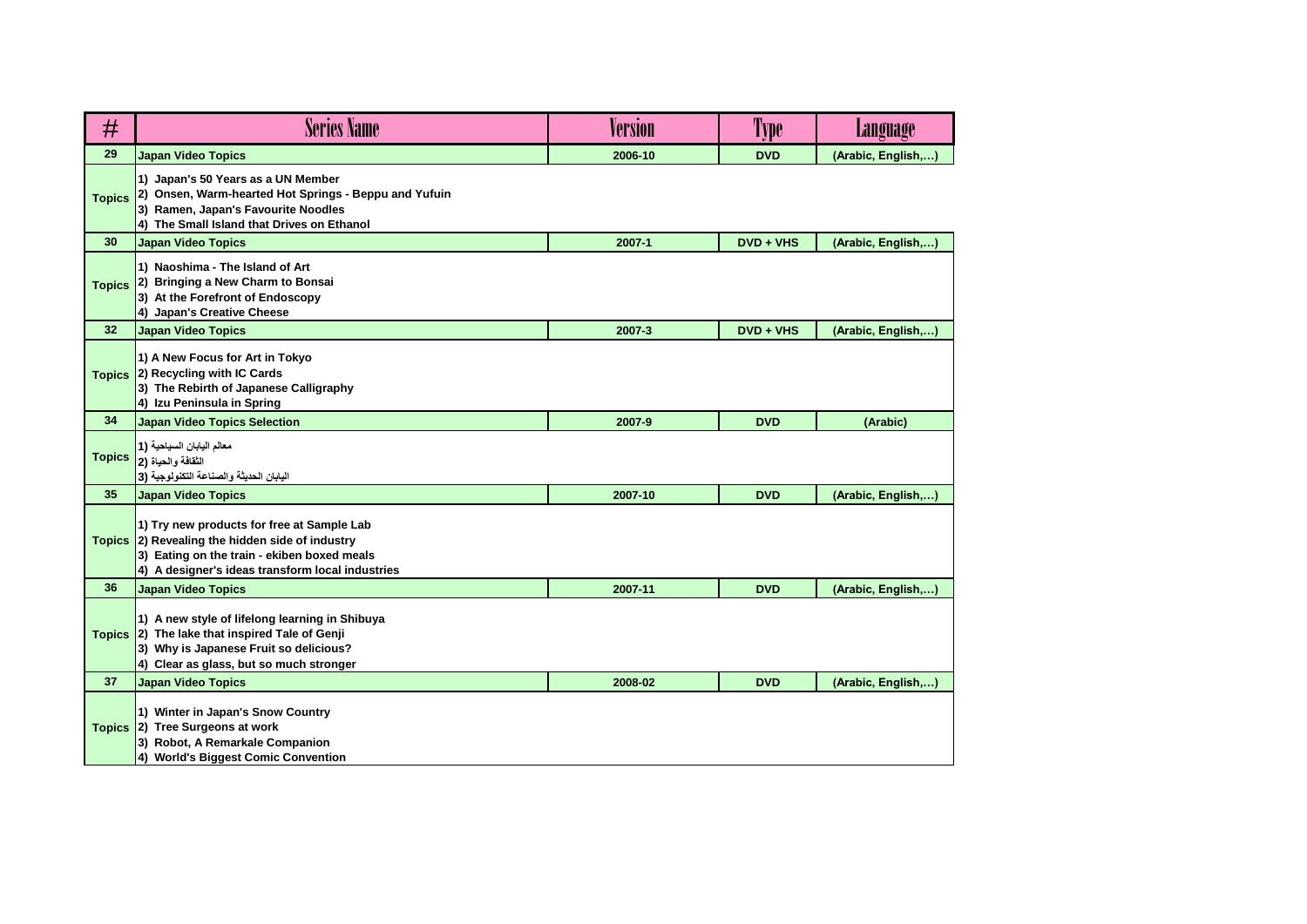| # | Series Name | Version | Type | Language |
|---|---|---|---|---|
| 29 | Japan Video Topics | 2006-10 | DVD | (Arabic, English,…) |
| Topics | 1) Japan's 50 Years as a UN Member<br>2) Onsen, Warm-hearted Hot Springs - Beppu and Yufuin<br>3) Ramen, Japan's Favourite Noodles<br>4) The Small Island that Drives on Ethanol | | | |
| 30 | Japan Video Topics | 2007-1 | DVD + VHS | (Arabic, English,…) |
| Topics | 1) Naoshima - The Island of Art<br>2) Bringing a New Charm to Bonsai<br>3) At the Forefront of Endoscopy<br>4) Japan's Creative Cheese | | | |
| 32 | Japan Video Topics | 2007-3 | DVD + VHS | (Arabic, English,…) |
| Topics | 1) A New Focus for Art in Tokyo<br>2) Recycling with IC Cards<br>3) The Rebirth of Japanese Calligraphy<br>4) Izu Peninsula in Spring | | | |
| 34 | Japan Video Topics Selection | 2007-9 | DVD | (Arabic) |
| Topics | معالم اليابان السياحية (1<br>الثقافة والحياة (2<br>اليابان الحديثة والصناعة التكنولوجية (3 | | | |
| 35 | Japan Video Topics | 2007-10 | DVD | (Arabic, English,…) |
| Topics | 1) Try new products for free at Sample Lab<br>2) Revealing the hidden side of industry<br>3) Eating on the train - ekiben boxed meals<br>4) A designer's ideas transform local industries | | | |
| 36 | Japan Video Topics | 2007-11 | DVD | (Arabic, English,…) |
| Topics | 1) A new style of lifelong learning in Shibuya<br>2) The lake that inspired Tale of Genji<br>3) Why is Japanese Fruit so delicious?<br>4) Clear as glass, but so much stronger | | | |
| 37 | Japan Video Topics | 2008-02 | DVD | (Arabic, English,…) |
| Topics | 1) Winter in Japan's Snow Country<br>2) Tree Surgeons at work<br>3) Robot, A Remarkale Companion<br>4) World's Biggest Comic Convention | | | |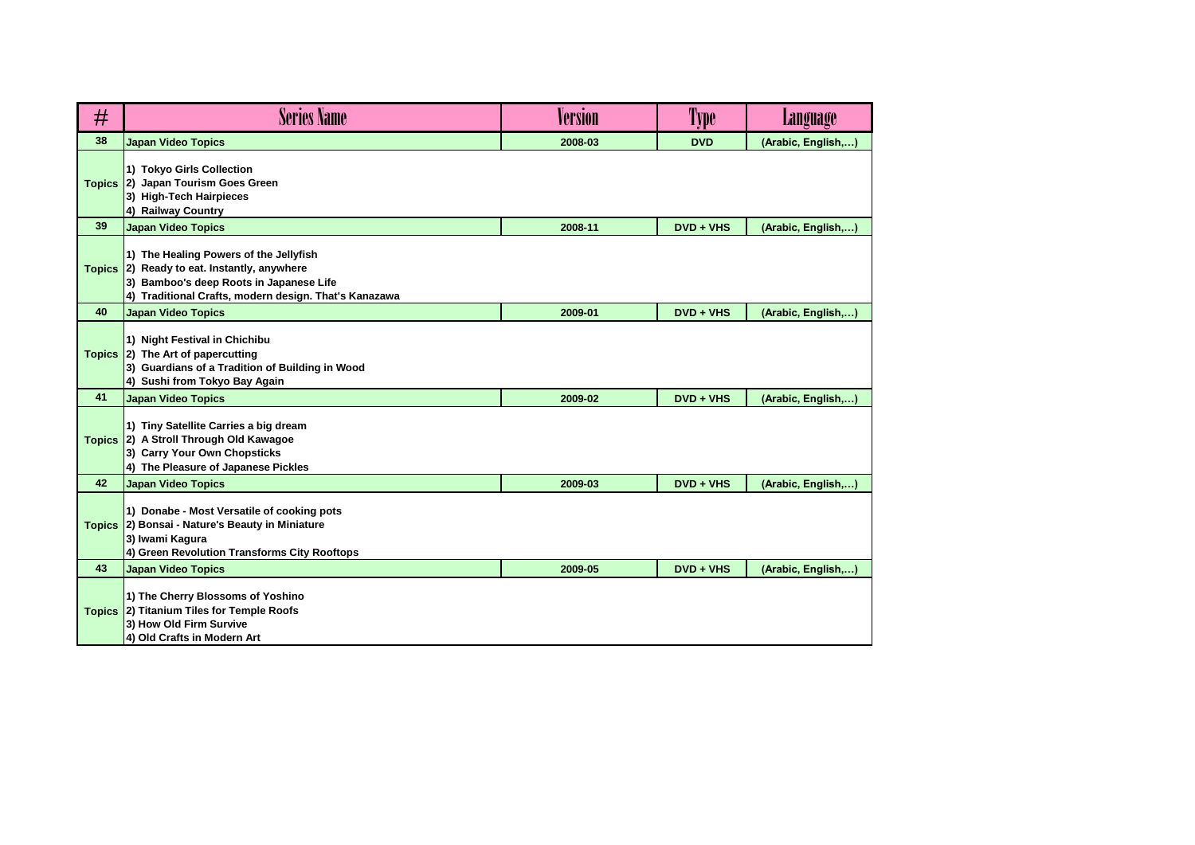| # | Series Name | Version | Type | Language |
|---|---|---|---|---|
| 38 | Japan Video Topics | 2008-03 | DVD | (Arabic, English,…) |
| Topics | 1) Tokyo Girls Collection<br>2) Japan Tourism Goes Green<br>3) High-Tech Hairpieces<br>4) Railway Country | | | |
| 39 | Japan Video Topics | 2008-11 | DVD + VHS | (Arabic, English,…) |
| Topics | 1) The Healing Powers of the Jellyfish<br>2) Ready to eat. Instantly, anywhere<br>3) Bamboo's deep Roots in Japanese Life<br>4) Traditional Crafts, modern design. That's Kanazawa | | | |
| 40 | Japan Video Topics | 2009-01 | DVD + VHS | (Arabic, English,…) |
| Topics | 1) Night Festival in Chichibu<br>2) The Art of papercutting<br>3) Guardians of a Tradition of Building in Wood<br>4) Sushi from Tokyo Bay Again | | | |
| 41 | Japan Video Topics | 2009-02 | DVD + VHS | (Arabic, English,…) |
| Topics | 1) Tiny Satellite Carries a big dream<br>2) A Stroll Through Old Kawagoe<br>3) Carry Your Own Chopsticks<br>4) The Pleasure of Japanese Pickles | | | |
| 42 | Japan Video Topics | 2009-03 | DVD + VHS | (Arabic, English,…) |
| Topics | 1) Donabe - Most Versatile of cooking pots<br>2) Bonsai - Nature's Beauty in Miniature<br>3) Iwami Kagura<br>4) Green Revolution Transforms City Rooftops | | | |
| 43 | Japan Video Topics | 2009-05 | DVD + VHS | (Arabic, English,…) |
| Topics | 1) The Cherry Blossoms of Yoshino<br>2) Titanium Tiles for Temple Roofs<br>3) How Old Firm Survive<br>4) Old Crafts in Modern Art | | | |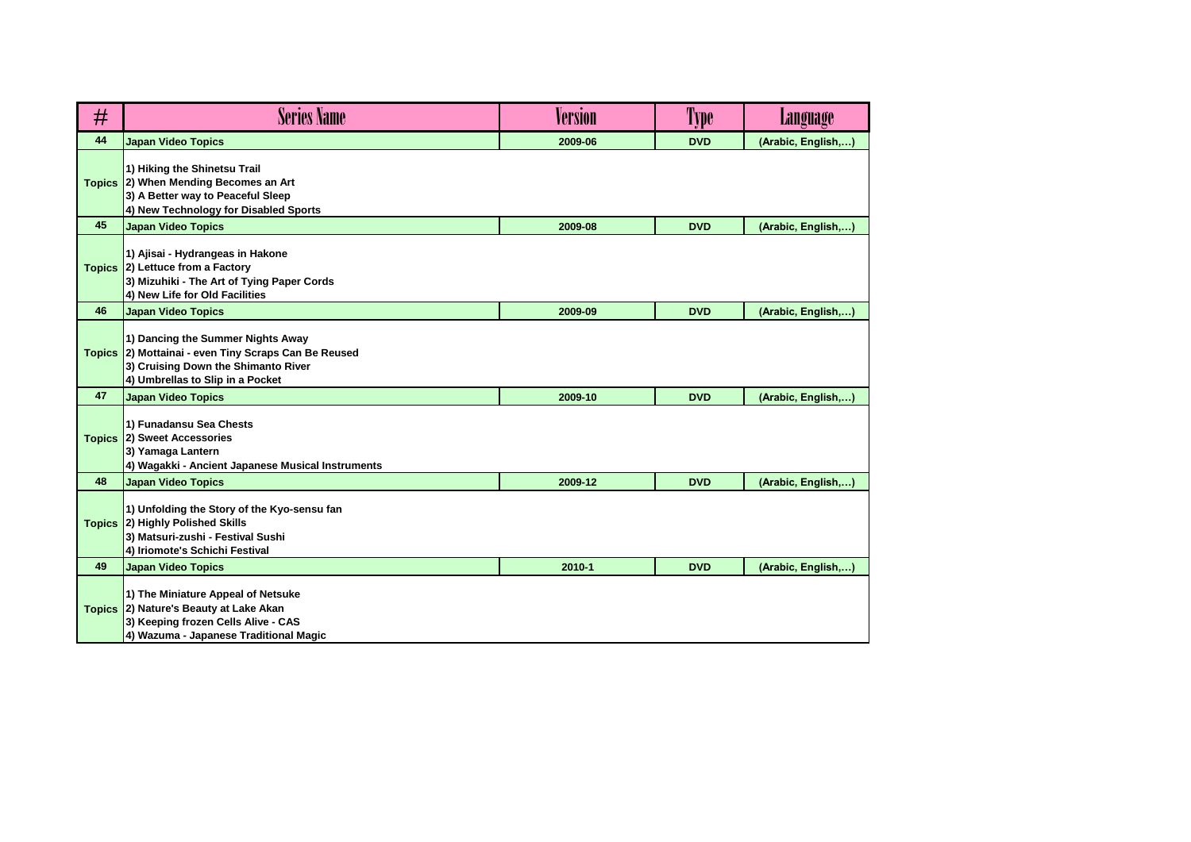| # | Series Name | Version | Type | Language |
|---|---|---|---|---|
| 44 | Japan Video Topics | 2009-06 | DVD | (Arabic, English,…) |
| Topics | 1) Hiking the Shinetsu Trail<br>2) When Mending Becomes an Art<br>3) A Better way to Peaceful Sleep<br>4) New Technology for Disabled Sports | | | |
| 45 | Japan Video Topics | 2009-08 | DVD | (Arabic, English,…) |
| Topics | 1) Ajisai - Hydrangeas in Hakone<br>2) Lettuce from a Factory<br>3) Mizuhiki - The Art of Tying Paper Cords<br>4) New Life for Old Facilities | | | |
| 46 | Japan Video Topics | 2009-09 | DVD | (Arabic, English,…) |
| Topics | 1) Dancing the Summer Nights Away<br>2) Mottainai - even Tiny Scraps Can Be Reused<br>3) Cruising Down the Shimanto River<br>4) Umbrellas to Slip in a Pocket | | | |
| 47 | Japan Video Topics | 2009-10 | DVD | (Arabic, English,…) |
| Topics | 1) Funadansu Sea Chests<br>2) Sweet Accessories<br>3) Yamaga Lantern<br>4) Wagakki - Ancient Japanese Musical Instruments | | | |
| 48 | Japan Video Topics | 2009-12 | DVD | (Arabic, English,…) |
| Topics | 1) Unfolding the Story of the Kyo-sensu fan<br>2) Highly Polished Skills<br>3) Matsuri-zushi - Festival Sushi<br>4) Iriomote's Schichi Festival | | | |
| 49 | Japan Video Topics | 2010-1 | DVD | (Arabic, English,…) |
| Topics | 1) The Miniature Appeal of Netsuke<br>2) Nature's Beauty at Lake Akan<br>3) Keeping frozen Cells Alive - CAS<br>4) Wazuma - Japanese Traditional Magic | | | |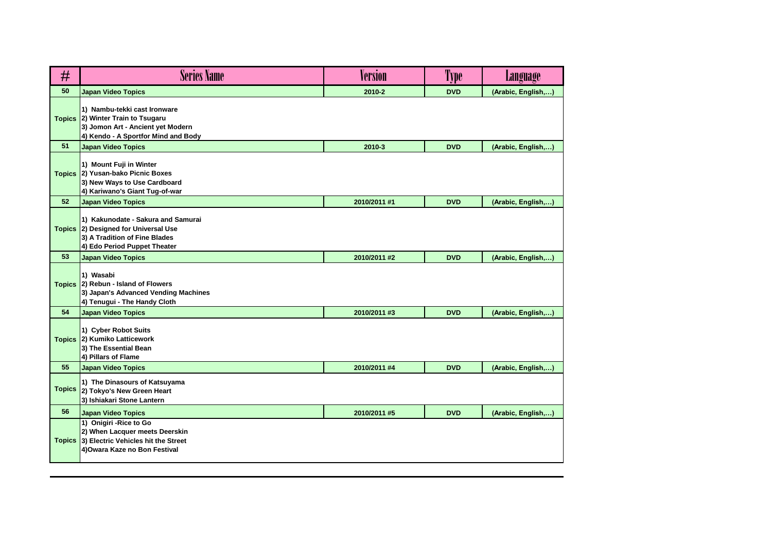| # | Series Name | Version | Type | Language |
|---|---|---|---|---|
| 50 | Japan Video Topics | 2010-2 | DVD | (Arabic, English,…) |
| Topics | 1) Nambu-tekki cast Ironware<br>2) Winter Train to Tsugaru<br>3) Jomon Art - Ancient yet Modern<br>4) Kendo - A Sportfor Mind and Body | | | |
| 51 | Japan Video Topics | 2010-3 | DVD | (Arabic, English,…) |
| Topics | 1) Mount Fuji in Winter<br>2) Yusan-bako Picnic Boxes<br>3) New Ways to Use Cardboard<br>4) Kariwano's Giant Tug-of-war | | | |
| 52 | Japan Video Topics | 2010/2011 #1 | DVD | (Arabic, English,…) |
| Topics | 1) Kakunodate - Sakura and Samurai<br>2) Designed for Universal Use<br>3) A Tradition of Fine Blades<br>4) Edo Period Puppet Theater | | | |
| 53 | Japan Video Topics | 2010/2011 #2 | DVD | (Arabic, English,…) |
| Topics | 1) Wasabi<br>2) Rebun - Island of Flowers<br>3) Japan's Advanced Vending Machines<br>4) Tenugui - The Handy Cloth | | | |
| 54 | Japan Video Topics | 2010/2011 #3 | DVD | (Arabic, English,…) |
| Topics | 1) Cyber Robot Suits<br>2) Kumiko Latticework<br>3) The Essential Bean<br>4) Pillars of Flame | | | |
| 55 | Japan Video Topics | 2010/2011 #4 | DVD | (Arabic, English,…) |
| Topics | 1) The Dinasours of Katsuyama<br>2) Tokyo's New Green Heart<br>3) Ishiakari Stone Lantern | | | |
| 56 | Japan Video Topics | 2010/2011 #5 | DVD | (Arabic, English,…) |
| Topics | 1) Onigiri -Rice to Go<br>2) When Lacquer meets Deerskin<br>3) Electric Vehicles hit the Street<br>4)Owara Kaze no Bon Festival | | | |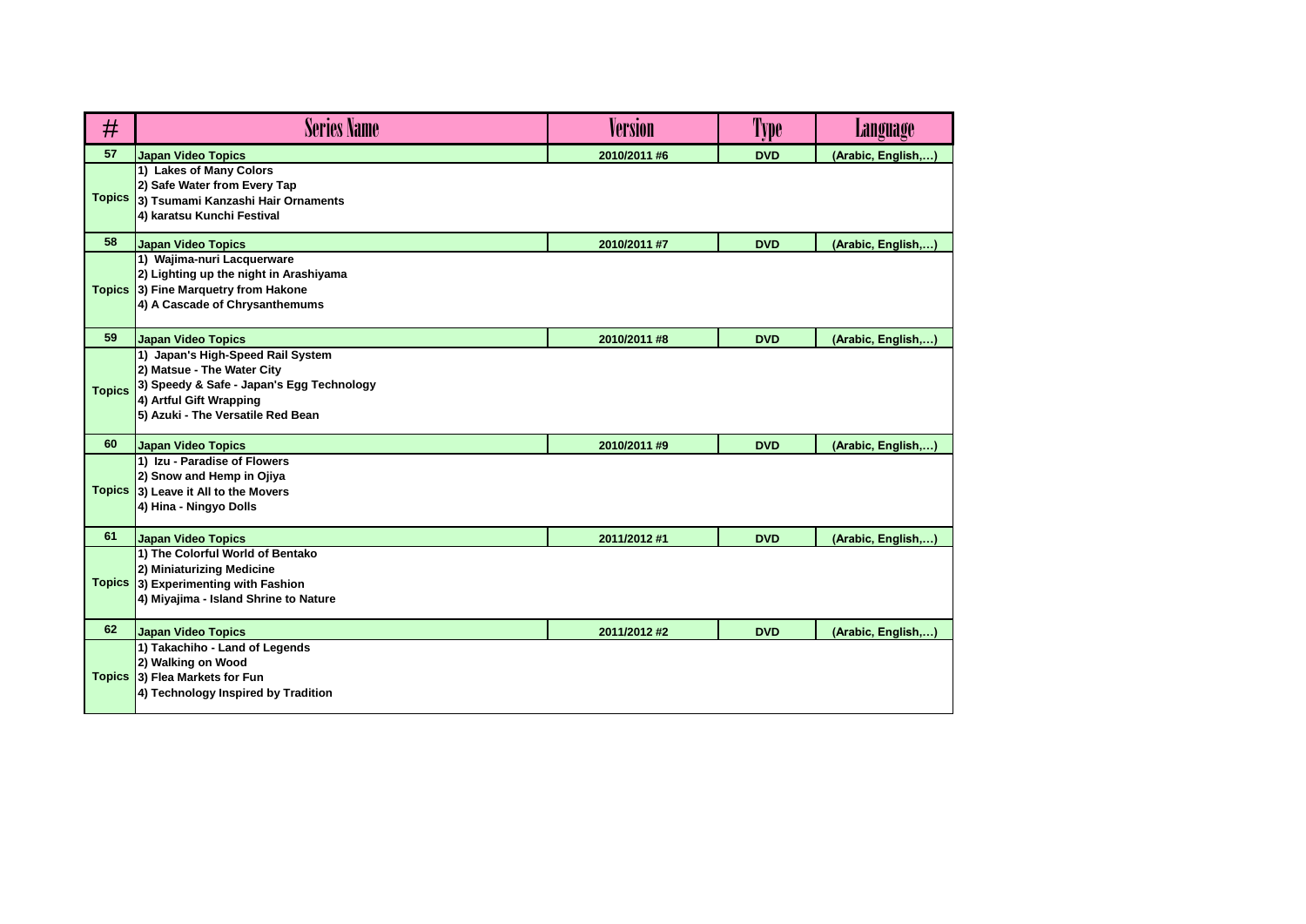| # | Series Name | Version | Type | Language |
|---|---|---|---|---|
| 57 | Japan Video Topics | 2010/2011 #6 | DVD | (Arabic, English,…) |
| Topics | 1) Lakes of Many Colors<br>2) Safe Water from Every Tap<br>3) Tsumami Kanzashi Hair Ornaments<br>4) karatsu Kunchi Festival | | | |
| 58 | Japan Video Topics | 2010/2011 #7 | DVD | (Arabic, English,…) |
| Topics | 1) Wajima-nuri Lacquerware<br>2) Lighting up the night in Arashiyama<br>3) Fine Marquetry from Hakone<br>4) A Cascade of Chrysanthemums | | | |
| 59 | Japan Video Topics | 2010/2011 #8 | DVD | (Arabic, English,…) |
| Topics | 1) Japan's High-Speed Rail System<br>2) Matsue - The Water City<br>3) Speedy & Safe - Japan's Egg Technology<br>4) Artful Gift Wrapping<br>5) Azuki - The Versatile Red Bean | | | |
| 60 | Japan Video Topics | 2010/2011 #9 | DVD | (Arabic, English,…) |
| Topics | 1) Izu - Paradise of Flowers<br>2) Snow and Hemp in Ojiya<br>3) Leave it All to the Movers<br>4) Hina - Ningyo Dolls | | | |
| 61 | Japan Video Topics | 2011/2012 #1 | DVD | (Arabic, English,…) |
| Topics | 1) The Colorful World of Bentako<br>2) Miniaturizing Medicine<br>3) Experimenting with Fashion<br>4) Miyajima - Island Shrine to Nature | | | |
| 62 | Japan Video Topics | 2011/2012 #2 | DVD | (Arabic, English,…) |
| Topics | 1) Takachiho - Land of Legends<br>2) Walking on Wood<br>3) Flea Markets for Fun<br>4) Technology Inspired by Tradition | | | |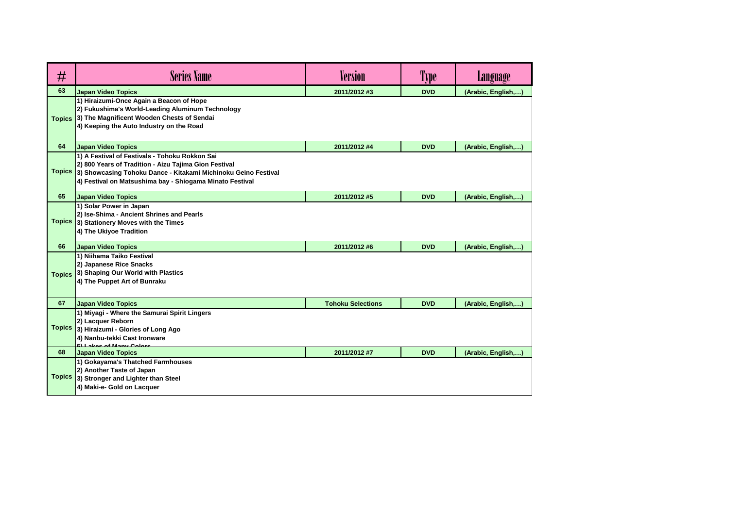| # | Series Name | Version | Type | Language |
|---|---|---|---|---|
| 63 | Japan Video Topics | 2011/2012 #3 | DVD | (Arabic, English,…) |
| Topics | 1) Hiraizumi-Once Again a Beacon of Hope<br>2) Fukushima's World-Leading Aluminum Technology<br>3) The Magnificent Wooden Chests of Sendai<br>4) Keeping the Auto Industry on the Road | | | |
| 64 | Japan Video Topics | 2011/2012 #4 | DVD | (Arabic, English,…) |
| Topics | 1) A Festival of Festivals - Tohoku Rokkon Sai<br>2) 800 Years of Tradition - Aizu Tajima Gion Festival<br>3) Showcasing Tohoku Dance - Kitakami Michinoku Geino Festival<br>4) Festival on Matsushima bay - Shiogama Minato Festival | | | |
| 65 | Japan Video Topics | 2011/2012 #5 | DVD | (Arabic, English,…) |
| Topics | 1) Solar Power in Japan<br>2) Ise-Shima - Ancient Shrines and Pearls<br>3) Stationery Moves with the Times<br>4) The Ukiyoe Tradition | | | |
| 66 | Japan Video Topics | 2011/2012 #6 | DVD | (Arabic, English,…) |
| Topics | 1) Niihama Taiko Festival<br>2) Japanese Rice Snacks<br>3) Shaping Our World with Plastics<br>4) The Puppet Art of Bunraku | | | |
| 67 | Japan Video Topics | Tohoku Selections | DVD | (Arabic, English,…) |
| Topics | 1) Miyagi - Where the Samurai Spirit Lingers<br>2) Lacquer Reborn<br>3) Hiraizumi - Glories of Long Ago<br>4) Nanbu-tekki Cast Ironware<br>5) Lakes of Many Colors | | | |
| 68 | Japan Video Topics | 2011/2012 #7 | DVD | (Arabic, English,…) |
| Topics | 1) Gokayama's Thatched Farmhouses<br>2) Another Taste of Japan<br>3) Stronger and Lighter than Steel<br>4) Maki-e- Gold on Lacquer | | | |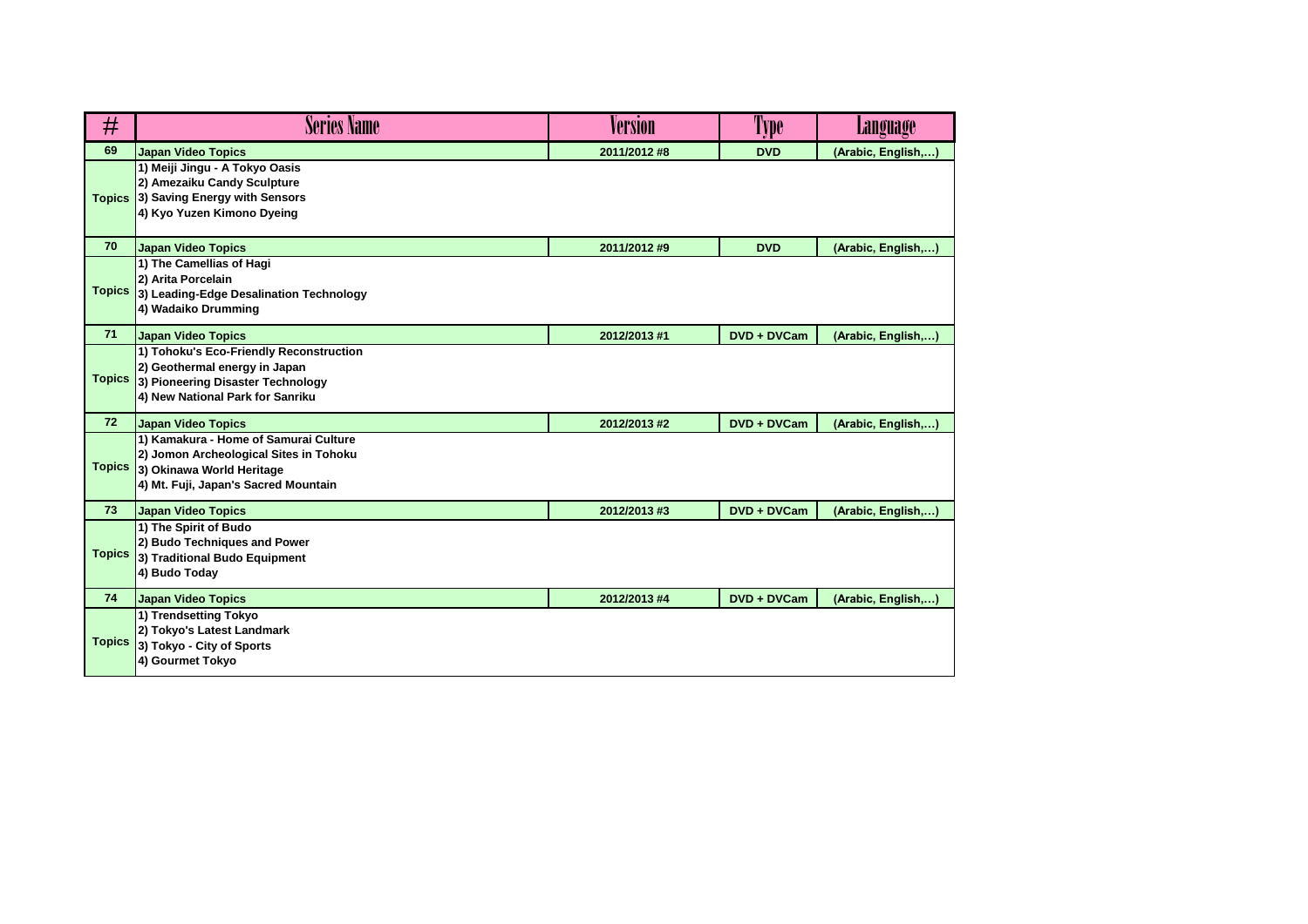| # | Series Name | Version | Type | Language |
|---|---|---|---|---|
| 69 | Japan Video Topics | 2011/2012 #8 | DVD | (Arabic, English,…) |
| Topics | 1) Meiji Jingu - A Tokyo Oasis<br>2) Amezaiku Candy Sculpture<br>3) Saving Energy with Sensors<br>4) Kyo Yuzen Kimono Dyeing | | | |
| 70 | Japan Video Topics | 2011/2012 #9 | DVD | (Arabic, English,…) |
| Topics | 1) The Camellias of Hagi<br>2) Arita Porcelain<br>3) Leading-Edge Desalination Technology<br>4) Wadaiko Drumming | | | |
| 71 | Japan Video Topics | 2012/2013 #1 | DVD + DVCam | (Arabic, English,…) |
| Topics | 1) Tohoku's Eco-Friendly Reconstruction<br>2) Geothermal energy in Japan<br>3) Pioneering Disaster Technology<br>4) New National Park for Sanriku | | | |
| 72 | Japan Video Topics | 2012/2013 #2 | DVD + DVCam | (Arabic, English,…) |
| Topics | 1) Kamakura - Home of Samurai Culture<br>2) Jomon Archeological Sites in Tohoku<br>3) Okinawa World Heritage<br>4) Mt. Fuji, Japan's Sacred Mountain | | | |
| 73 | Japan Video Topics | 2012/2013 #3 | DVD + DVCam | (Arabic, English,…) |
| Topics | 1) The Spirit of Budo<br>2) Budo Techniques and Power<br>3) Traditional Budo Equipment<br>4) Budo Today | | | |
| 74 | Japan Video Topics | 2012/2013 #4 | DVD + DVCam | (Arabic, English,…) |
| Topics | 1) Trendsetting Tokyo<br>2) Tokyo's Latest Landmark<br>3) Tokyo - City of Sports<br>4) Gourmet Tokyo | | | |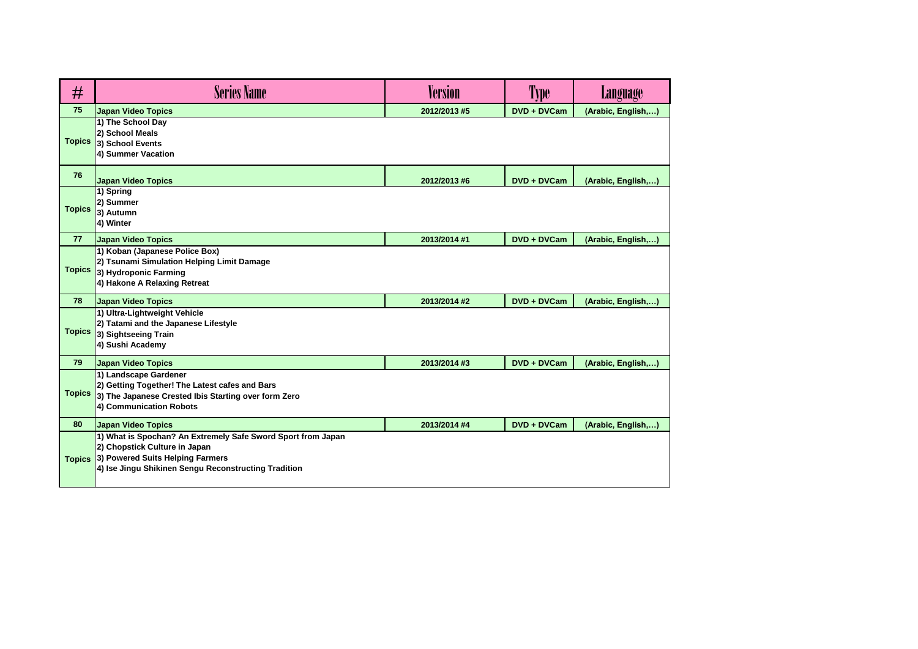| # | Series Name | Version | Type | Language |
|---|---|---|---|---|
| 75 | Japan Video Topics | 2012/2013 #5 | DVD + DVCam | (Arabic, English,…) |
| Topics | 1) The School Day<br>2) School Meals<br>3) School Events<br>4) Summer Vacation | | | |
| 76 | Japan Video Topics | 2012/2013 #6 | DVD + DVCam | (Arabic, English,…) |
| Topics | 1) Spring<br>2) Summer<br>3) Autumn<br>4) Winter | | | |
| 77 | Japan Video Topics | 2013/2014 #1 | DVD + DVCam | (Arabic, English,…) |
| Topics | 1) Koban (Japanese Police Box)<br>2) Tsunami Simulation Helping Limit Damage<br>3) Hydroponic Farming<br>4) Hakone A Relaxing Retreat | | | |
| 78 | Japan Video Topics | 2013/2014 #2 | DVD + DVCam | (Arabic, English,…) |
| Topics | 1) Ultra-Lightweight Vehicle<br>2) Tatami and the Japanese Lifestyle<br>3) Sightseeing Train<br>4) Sushi Academy | | | |
| 79 | Japan Video Topics | 2013/2014 #3 | DVD + DVCam | (Arabic, English,…) |
| Topics | 1) Landscape Gardener<br>2) Getting Together! The Latest cafes and Bars<br>3) The Japanese Crested Ibis Starting over form Zero<br>4) Communication Robots | | | |
| 80 | Japan Video Topics | 2013/2014 #4 | DVD + DVCam | (Arabic, English,…) |
| Topics | 1) What is Spochan? An Extremely Safe Sword Sport from Japan<br>2) Chopstick Culture in Japan<br>3) Powered Suits Helping Farmers<br>4) Ise Jingu Shikinen Sengu Reconstructing Tradition | | | |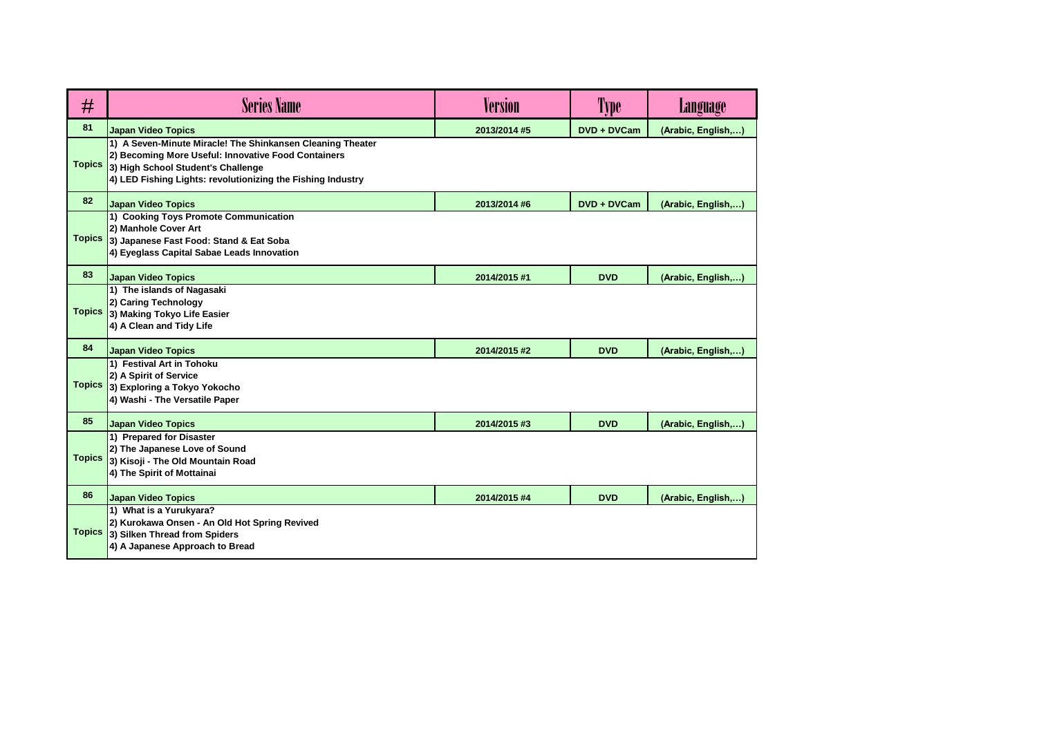| # | Series Name | Version | Type | Language |
|---|---|---|---|---|
| 81 | Japan Video Topics | 2013/2014 #5 | DVD + DVCam | (Arabic, English,…) |
| Topics | 1) A Seven-Minute Miracle! The Shinkansen Cleaning Theater<br>2) Becoming More Useful: Innovative Food Containers<br>3) High School Student's Challenge<br>4) LED Fishing Lights: revolutionizing the Fishing Industry | | | |
| 82 | Japan Video Topics | 2013/2014 #6 | DVD + DVCam | (Arabic, English,…) |
| Topics | 1) Cooking Toys Promote Communication<br>2) Manhole Cover Art<br>3) Japanese Fast Food: Stand & Eat Soba<br>4) Eyeglass Capital Sabae Leads Innovation | | | |
| 83 | Japan Video Topics | 2014/2015 #1 | DVD | (Arabic, English,…) |
| Topics | 1) The islands of Nagasaki<br>2) Caring Technology<br>3) Making Tokyo Life Easier<br>4) A Clean and Tidy Life | | | |
| 84 | Japan Video Topics | 2014/2015 #2 | DVD | (Arabic, English,…) |
| Topics | 1) Festival Art in Tohoku<br>2) A Spirit of Service<br>3) Exploring a Tokyo Yokocho<br>4) Washi - The Versatile Paper | | | |
| 85 | Japan Video Topics | 2014/2015 #3 | DVD | (Arabic, English,…) |
| Topics | 1) Prepared for Disaster<br>2) The Japanese Love of Sound<br>3) Kisoji - The Old Mountain Road<br>4) The Spirit of Mottainai | | | |
| 86 | Japan Video Topics | 2014/2015 #4 | DVD | (Arabic, English,…) |
| Topics | 1) What is a Yurukyara?<br>2) Kurokawa Onsen - An Old Hot Spring Revived<br>3) Silken Thread from Spiders<br>4) A Japanese Approach to Bread | | | |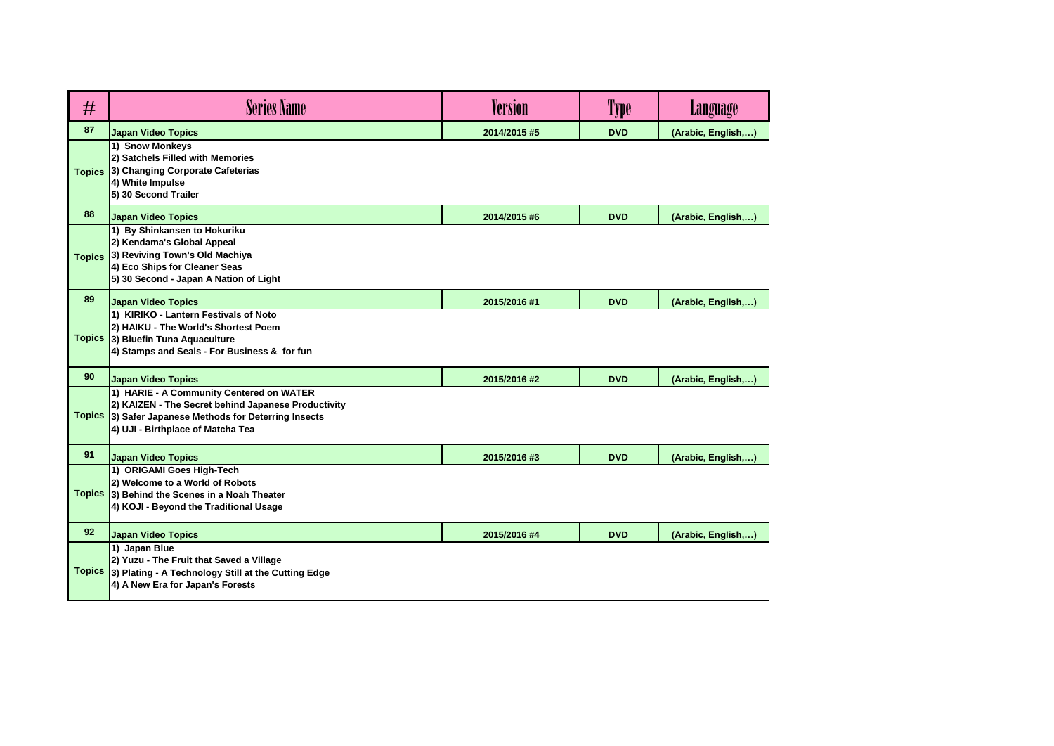| # | Series Name | Version | Type | Language |
|---|---|---|---|---|
| 87 | Japan Video Topics | 2014/2015 #5 | DVD | (Arabic, English,…) |
| Topics | 1) Snow Monkeys<br>2) Satchels Filled with Memories<br>3) Changing Corporate Cafeterias<br>4) White Impulse<br>5) 30 Second Trailer | | | |
| 88 | Japan Video Topics | 2014/2015 #6 | DVD | (Arabic, English,…) |
| Topics | 1) By Shinkansen to Hokuriku<br>2) Kendama's Global Appeal<br>3) Reviving Town's Old Machiya<br>4) Eco Ships for Cleaner Seas<br>5) 30 Second - Japan A Nation of Light | | | |
| 89 | Japan Video Topics | 2015/2016 #1 | DVD | (Arabic, English,…) |
| Topics | 1) KIRIKO - Lantern Festivals of Noto<br>2) HAIKU - The World's Shortest Poem<br>3) Bluefin Tuna Aquaculture<br>4) Stamps and Seals - For Business & for fun | | | |
| 90 | Japan Video Topics | 2015/2016 #2 | DVD | (Arabic, English,…) |
| Topics | 1) HARIE - A Community Centered on WATER<br>2) KAIZEN - The Secret behind Japanese Productivity<br>3) Safer Japanese Methods for Deterring Insects<br>4) UJI - Birthplace of Matcha Tea | | | |
| 91 | Japan Video Topics | 2015/2016 #3 | DVD | (Arabic, English,…) |
| Topics | 1) ORIGAMI Goes High-Tech<br>2) Welcome to a World of Robots<br>3) Behind the Scenes in a Noah Theater<br>4) KOJI - Beyond the Traditional Usage | | | |
| 92 | Japan Video Topics | 2015/2016 #4 | DVD | (Arabic, English,…) |
| Topics | 1) Japan Blue<br>2) Yuzu - The Fruit that Saved a Village<br>3) Plating - A Technology Still at the Cutting Edge<br>4) A New Era for Japan's Forests | | | |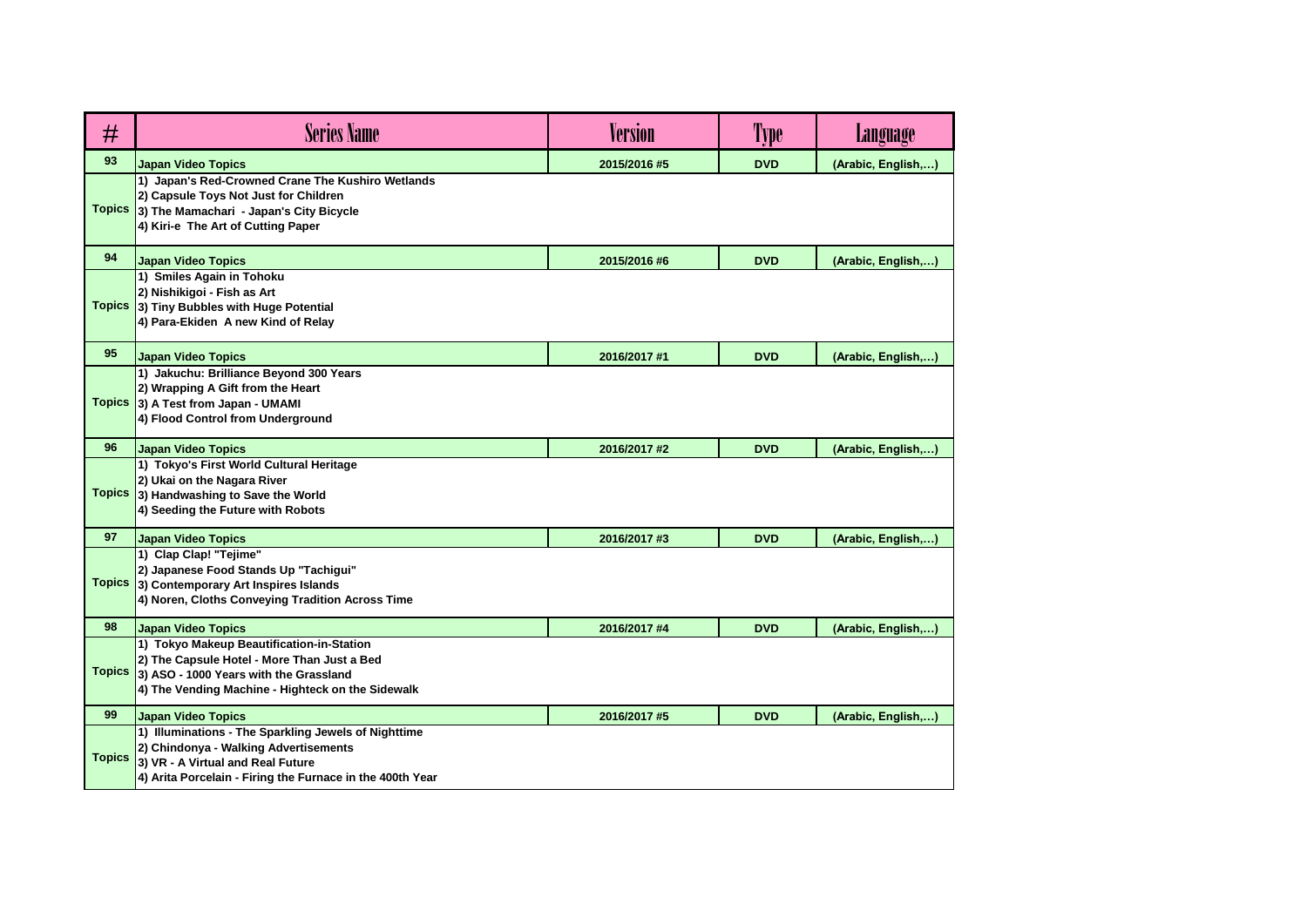| # | Series Name | Version | Type | Language |
|---|---|---|---|---|
| 93 | Japan Video Topics | 2015/2016 #5 | DVD | (Arabic, English,…) |
| Topics | 1) Japan's Red-Crowned Crane The Kushiro Wetlands<br>2) Capsule Toys Not Just for Children<br>3) The Mamachari - Japan's City Bicycle<br>4) Kiri-e The Art of Cutting Paper | | | |
| 94 | Japan Video Topics | 2015/2016 #6 | DVD | (Arabic, English,…) |
| Topics | 1) Smiles Again in Tohoku<br>2) Nishikigoi - Fish as Art<br>3) Tiny Bubbles with Huge Potential<br>4) Para-Ekiden A new Kind of Relay | | | |
| 95 | Japan Video Topics | 2016/2017 #1 | DVD | (Arabic, English,…) |
| Topics | 1) Jakuchu: Brilliance Beyond 300 Years<br>2) Wrapping A Gift from the Heart<br>3) A Test from Japan - UMAMI<br>4) Flood Control from Underground | | | |
| 96 | Japan Video Topics | 2016/2017 #2 | DVD | (Arabic, English,…) |
| Topics | 1) Tokyo's First World Cultural Heritage<br>2) Ukai on the Nagara River<br>3) Handwashing to Save the World<br>4) Seeding the Future with Robots | | | |
| 97 | Japan Video Topics | 2016/2017 #3 | DVD | (Arabic, English,…) |
| Topics | 1) Clap Clap! "Tejime"<br>2) Japanese Food Stands Up "Tachigui"<br>3) Contemporary Art Inspires Islands<br>4) Noren, Cloths Conveying Tradition Across Time | | | |
| 98 | Japan Video Topics | 2016/2017 #4 | DVD | (Arabic, English,…) |
| Topics | 1) Tokyo Makeup Beautification-in-Station<br>2) The Capsule Hotel - More Than Just a Bed<br>3) ASO - 1000 Years with the Grassland<br>4) The Vending Machine - Highteck on the Sidewalk | | | |
| 99 | Japan Video Topics | 2016/2017 #5 | DVD | (Arabic, English,…) |
| Topics | 1) Illuminations - The Sparkling Jewels of Nighttime<br>2) Chindonya - Walking Advertisements<br>3) VR - A Virtual and Real Future<br>4) Arita Porcelain - Firing the Furnace in the 400th Year | | | |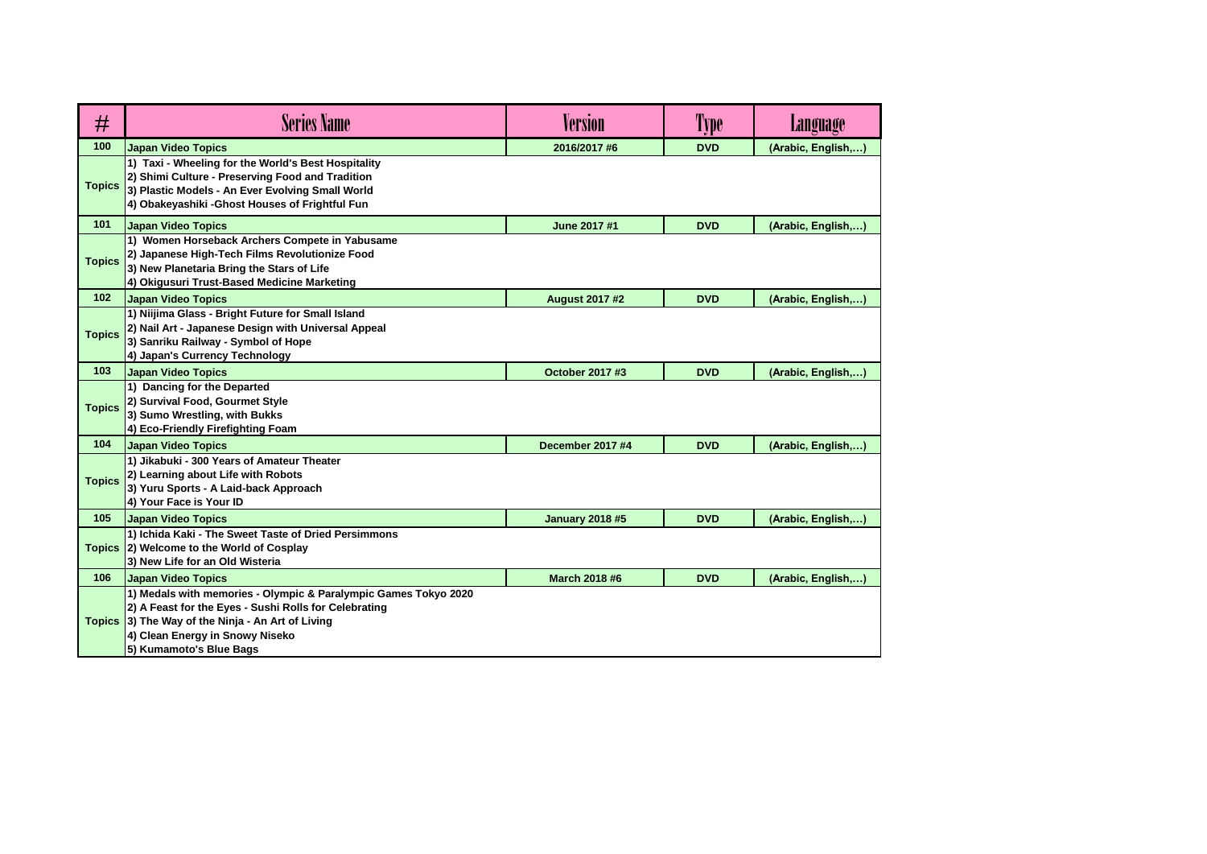| # | Series Name | Version | Type | Language |
|---|---|---|---|---|
| 100 | Japan Video Topics | 2016/2017 #6 | DVD | (Arabic, English,…) |
| Topics | 1) Taxi - Wheeling for the World's Best Hospitality<br>2) Shimi Culture - Preserving Food and Tradition<br>3) Plastic Models - An Ever Evolving Small World<br>4) Obakeyashiki -Ghost Houses of Frightful Fun | | | |
| 101 | Japan Video Topics | June 2017 #1 | DVD | (Arabic, English,…) |
| Topics | 1) Women Horseback Archers Compete in Yabusame<br>2) Japanese High-Tech Films Revolutionize Food<br>3) New Planetaria Bring the Stars of Life<br>4) Okigusuri Trust-Based Medicine Marketing | | | |
| 102 | Japan Video Topics | August 2017 #2 | DVD | (Arabic, English,…) |
| Topics | 1) Niijima Glass - Bright Future for Small Island<br>2) Nail Art - Japanese Design with Universal Appeal<br>3) Sanriku Railway - Symbol of Hope<br>4) Japan's Currency Technology | | | |
| 103 | Japan Video Topics | October 2017 #3 | DVD | (Arabic, English,…) |
| Topics | 1) Dancing for the Departed<br>2) Survival Food, Gourmet Style<br>3) Sumo Wrestling, with Bukks<br>4) Eco-Friendly Firefighting Foam | | | |
| 104 | Japan Video Topics | December 2017 #4 | DVD | (Arabic, English,…) |
| Topics | 1) Jikabuki - 300 Years of Amateur Theater<br>2) Learning about Life with Robots<br>3) Yuru Sports - A Laid-back Approach<br>4) Your Face is Your ID | | | |
| 105 | Japan Video Topics | January 2018 #5 | DVD | (Arabic, English,…) |
| Topics | 1) Ichida Kaki - The Sweet Taste of Dried Persimmons<br>2) Welcome to the World of Cosplay<br>3) New Life for an Old Wisteria | | | |
| 106 | Japan Video Topics | March 2018 #6 | DVD | (Arabic, English,…) |
| Topics | 1) Medals with memories - Olympic & Paralympic Games Tokyo 2020<br>2) A Feast for the Eyes - Sushi Rolls for Celebrating<br>3) The Way of the Ninja - An Art of Living<br>4) Clean Energy in Snowy Niseko<br>5) Kumamoto's Blue Bags | | | |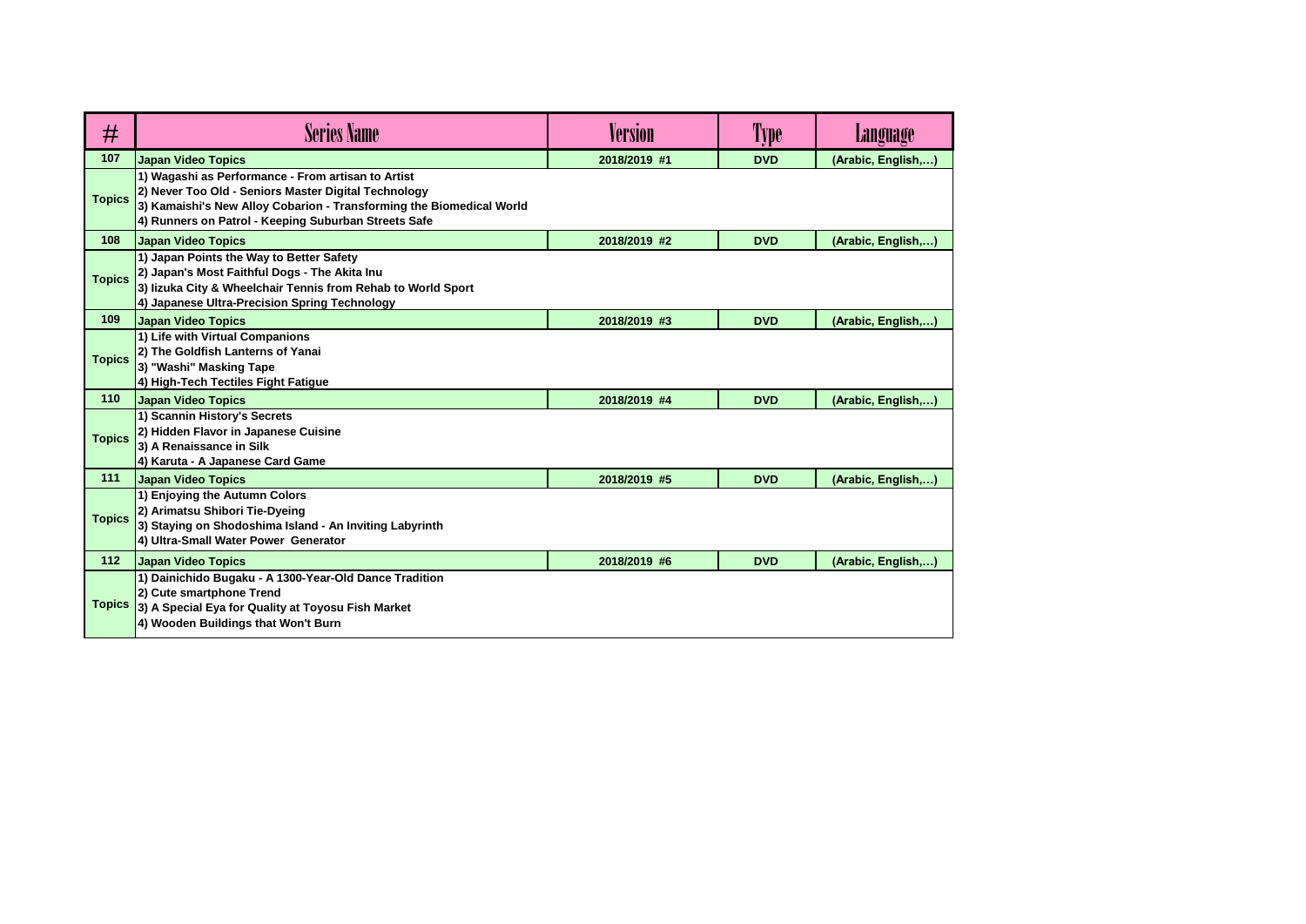| # | Series Name | Version | Type | Language |
|---|---|---|---|---|
| 107 | Japan Video Topics | 2018/2019 #1 | DVD | (Arabic, English,…) |
| Topics | 1) Wagashi as Performance - From artisan to Artist<br>2) Never Too Old - Seniors Master Digital Technology<br>3) Kamaishi's New Alloy Cobarion - Transforming the Biomedical World<br>4) Runners on Patrol - Keeping Suburban Streets Safe | | | |
| 108 | Japan Video Topics | 2018/2019 #2 | DVD | (Arabic, English,…) |
| Topics | 1) Japan Points the Way to Better Safety<br>2) Japan's Most Faithful Dogs - The Akita Inu<br>3) Iizuka City & Wheelchair Tennis from Rehab to World Sport<br>4) Japanese Ultra-Precision Spring Technology | | | |
| 109 | Japan Video Topics | 2018/2019 #3 | DVD | (Arabic, English,…) |
| Topics | 1) Life with Virtual Companions<br>2) The Goldfish Lanterns of Yanai<br>3) "Washi" Masking Tape<br>4) High-Tech Tectiles Fight Fatigue | | | |
| 110 | Japan Video Topics | 2018/2019 #4 | DVD | (Arabic, English,…) |
| Topics | 1) Scannin History's Secrets<br>2) Hidden Flavor in Japanese Cuisine<br>3) A Renaissance in Silk<br>4) Karuta - A Japanese Card Game | | | |
| 111 | Japan Video Topics | 2018/2019 #5 | DVD | (Arabic, English,…) |
| Topics | 1) Enjoying the Autumn Colors<br>2) Arimatsu Shibori Tie-Dyeing<br>3) Staying on Shodoshima Island - An Inviting Labyrinth<br>4) Ultra-Small Water Power Generator | | | |
| 112 | Japan Video Topics | 2018/2019 #6 | DVD | (Arabic, English,…) |
| Topics | 1) Dainichido Bugaku - A 1300-Year-Old Dance Tradition<br>2) Cute smartphone Trend<br>3) A Special Eya for Quality at Toyosu Fish Market<br>4) Wooden Buildings that Won't Burn | | | |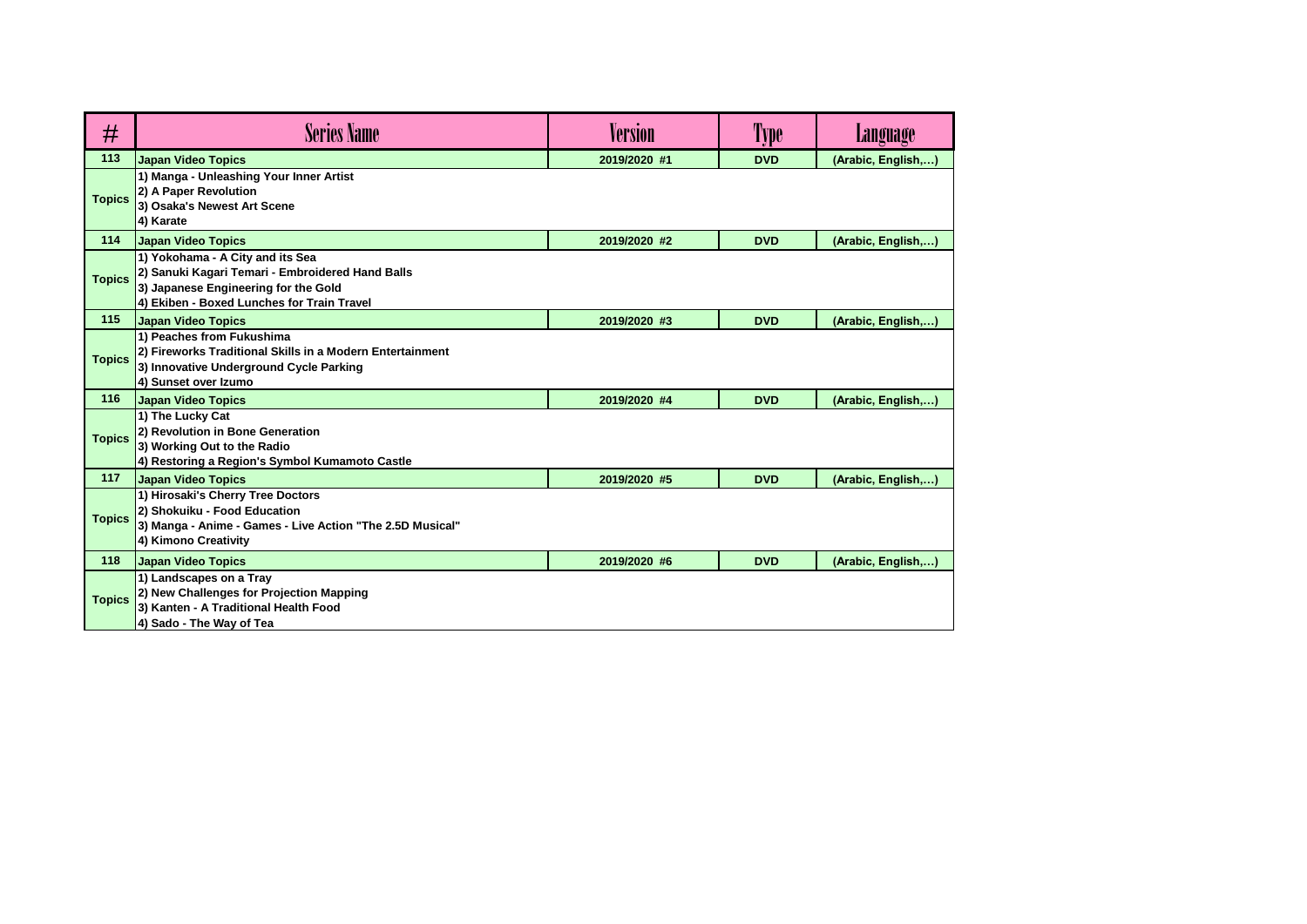| # | Series Name | Version | Type | Language |
|---|---|---|---|---|
| 113 | Japan Video Topics | 2019/2020 #1 | DVD | (Arabic, English,…) |
| Topics | 1) Manga - Unleashing Your Inner Artist<br>2) A Paper Revolution<br>3) Osaka's Newest Art Scene<br>4) Karate | | | |
| 114 | Japan Video Topics | 2019/2020 #2 | DVD | (Arabic, English,…) |
| Topics | 1) Yokohama - A City and its Sea<br>2) Sanuki Kagari Temari - Embroidered Hand Balls<br>3) Japanese Engineering for the Gold<br>4) Ekiben - Boxed Lunches for Train Travel | | | |
| 115 | Japan Video Topics | 2019/2020 #3 | DVD | (Arabic, English,…) |
| Topics | 1) Peaches from Fukushima<br>2) Fireworks Traditional Skills in a Modern Entertainment<br>3) Innovative Underground Cycle Parking<br>4) Sunset over Izumo | | | |
| 116 | Japan Video Topics | 2019/2020 #4 | DVD | (Arabic, English,…) |
| Topics | 1) The Lucky Cat<br>2) Revolution in Bone Generation<br>3) Working Out to the Radio<br>4) Restoring a Region's Symbol Kumamoto Castle | | | |
| 117 | Japan Video Topics | 2019/2020 #5 | DVD | (Arabic, English,…) |
| Topics | 1) Hirosaki's Cherry Tree Doctors<br>2) Shokuiku - Food Education<br>3) Manga - Anime - Games - Live Action "The 2.5D Musical"<br>4) Kimono Creativity | | | |
| 118 | Japan Video Topics | 2019/2020 #6 | DVD | (Arabic, English,…) |
| Topics | 1) Landscapes on a Tray<br>2) New Challenges for Projection Mapping<br>3) Kanten - A Traditional Health Food<br>4) Sado - The Way of Tea | | | |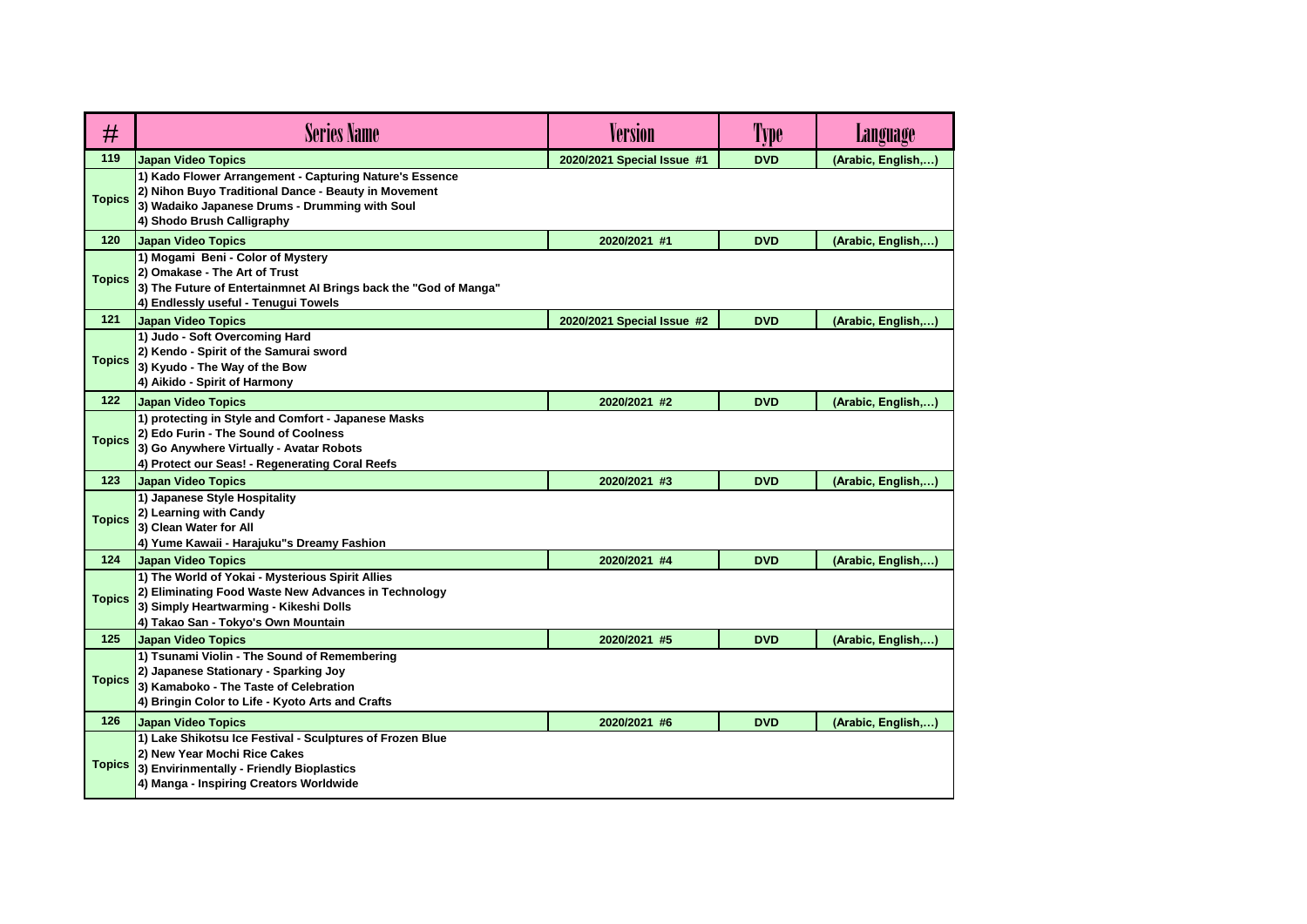| # | Series Name | Version | Type | Language |
|---|---|---|---|---|
| 119 | Japan Video Topics | 2020/2021 Special Issue #1 | DVD | (Arabic, English,…) |
| Topics | 1) Kado Flower Arrangement - Capturing Nature's Essence<br>2) Nihon Buyo Traditional Dance - Beauty in Movement<br>3) Wadaiko Japanese Drums - Drumming with Soul<br>4) Shodo Brush Calligraphy | | | |
| 120 | Japan Video Topics | 2020/2021 #1 | DVD | (Arabic, English,…) |
| Topics | 1) Mogami Beni - Color of Mystery<br>2) Omakase - The Art of Trust<br>3) The Future of Entertainmnet AI Brings back the "God of Manga"<br>4) Endlessly useful - Tenugui Towels | | | |
| 121 | Japan Video Topics | 2020/2021 Special Issue #2 | DVD | (Arabic, English,…) |
| Topics | 1) Judo - Soft Overcoming Hard<br>2) Kendo - Spirit of the Samurai sword<br>3) Kyudo - The Way of the Bow<br>4) Aikido - Spirit of Harmony | | | |
| 122 | Japan Video Topics | 2020/2021 #2 | DVD | (Arabic, English,…) |
| Topics | 1) protecting in Style and Comfort - Japanese Masks<br>2) Edo Furin - The Sound of Coolness<br>3) Go Anywhere Virtually - Avatar Robots<br>4) Protect our Seas! - Regenerating Coral Reefs | | | |
| 123 | Japan Video Topics | 2020/2021 #3 | DVD | (Arabic, English,…) |
| Topics | 1) Japanese Style Hospitality<br>2) Learning with Candy<br>3) Clean Water for All<br>4) Yume Kawaii - Harajuku"s Dreamy Fashion | | | |
| 124 | Japan Video Topics | 2020/2021 #4 | DVD | (Arabic, English,…) |
| Topics | 1) The World of Yokai - Mysterious Spirit Allies<br>2) Eliminating Food Waste New Advances in Technology<br>3) Simply Heartwarming - Kikeshi Dolls<br>4) Takao San - Tokyo's Own Mountain | | | |
| 125 | Japan Video Topics | 2020/2021 #5 | DVD | (Arabic, English,…) |
| Topics | 1) Tsunami Violin - The Sound of Remembering<br>2) Japanese Stationary - Sparking Joy<br>3) Kamaboko - The Taste of Celebration<br>4) Bringin Color to Life - Kyoto Arts and Crafts | | | |
| 126 | Japan Video Topics | 2020/2021 #6 | DVD | (Arabic, English,…) |
| Topics | 1) Lake Shikotsu Ice Festival - Sculptures of Frozen Blue<br>2) New Year Mochi Rice Cakes<br>3) Envirinmentally - Friendly Bioplastics<br>4) Manga - Inspiring Creators Worldwide | | | |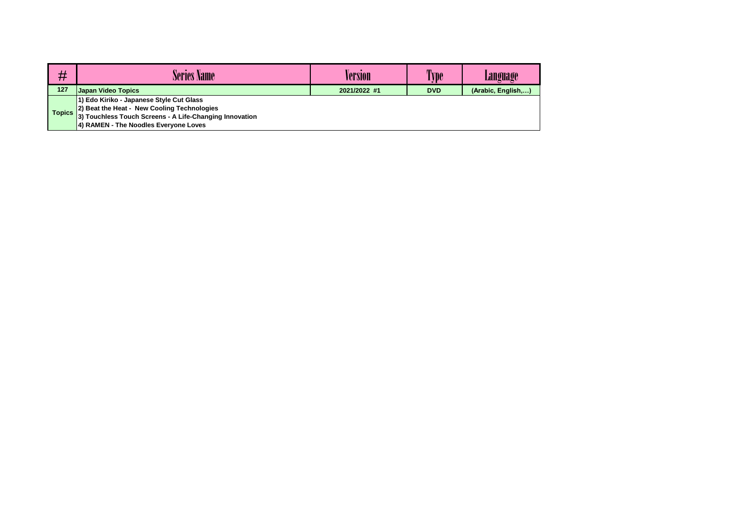| # | Series Name | Version | Type | Language |
|---|---|---|---|---|
| 127 | Japan Video Topics | 2021/2022 #1 | DVD | (Arabic, English,…) |
| Topics | 1) Edo Kiriko - Japanese Style Cut Glass<br>2) Beat the Heat - New Cooling Technologies<br>3) Touchless Touch Screens - A Life-Changing Innovation<br>4) RAMEN - The Noodles Everyone Loves | | | |